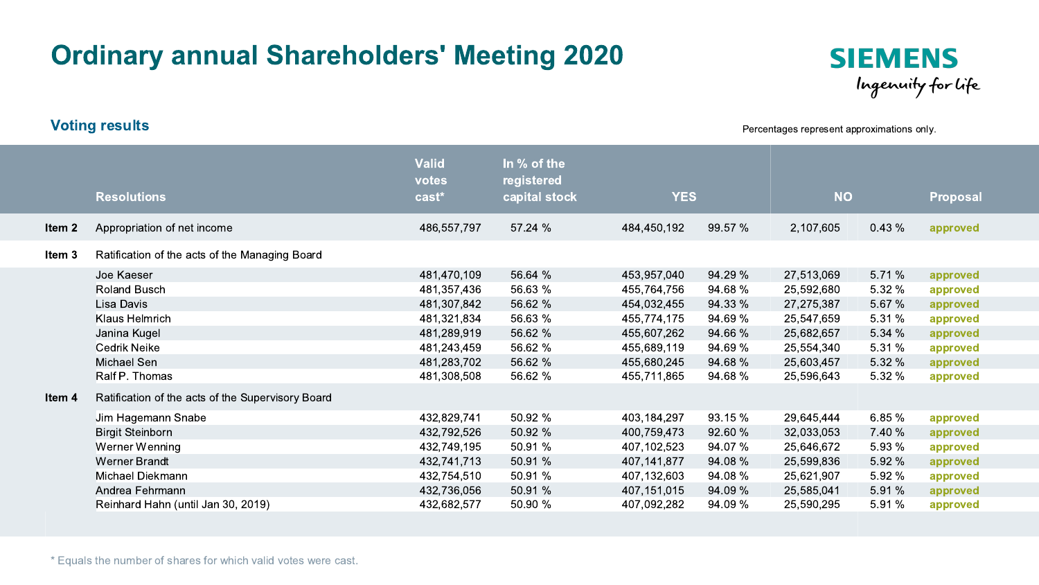# Ordinary annual Shareholders' Meeting 2020

SIEMENS
*Ingenuity for life*

## Voting results

Percentages represent approximations only.

| | Resolutions | Valid votes cast* | In % of the registered capital stock | YES | | NO | | Proposal |
|---|---|---|---|---|---|---|---|---|
| **Item 2** | Appropriation of net income | 486,557,797 | 57.24 % | 484,450,192 | 99.57 % | 2,107,605 | 0.43 % | approved |
| **Item 3** | Ratification of the acts of the Managing Board | | | | | | | |
| | Joe Kaeser | 481,470,109 | 56.64 % | 453,957,040 | 94.29 % | 27,513,069 | 5.71 % | approved |
| | Roland Busch | 481,357,436 | 56.63 % | 455,764,756 | 94.68 % | 25,592,680 | 5.32 % | approved |
| | Lisa Davis | 481,307,842 | 56.62 % | 454,032,455 | 94.33 % | 27,275,387 | 5.67 % | approved |
| | Klaus Helmrich | 481,321,834 | 56.63 % | 455,774,175 | 94.69 % | 25,547,659 | 5.31 % | approved |
| | Janina Kugel | 481,289,919 | 56.62 % | 455,607,262 | 94.66 % | 25,682,657 | 5.34 % | approved |
| | Cedrik Neike | 481,243,459 | 56.62 % | 455,689,119 | 94.69 % | 25,554,340 | 5.31 % | approved |
| | Michael Sen | 481,283,702 | 56.62 % | 455,680,245 | 94.68 % | 25,603,457 | 5.32 % | approved |
| | Ralf P. Thomas | 481,308,508 | 56.62 % | 455,711,865 | 94.68 % | 25,596,643 | 5.32 % | approved |
| **Item 4** | Ratification of the acts of the Supervisory Board | | | | | | | |
| | Jim Hagemann Snabe | 432,829,741 | 50.92 % | 403,184,297 | 93.15 % | 29,645,444 | 6.85 % | approved |
| | Birgit Steinborn | 432,792,526 | 50.92 % | 400,759,473 | 92.60 % | 32,033,053 | 7.40 % | approved |
| | Werner Wenning | 432,749,195 | 50.91 % | 407,102,523 | 94.07 % | 25,646,672 | 5.93 % | approved |
| | Werner Brandt | 432,741,713 | 50.91 % | 407,141,877 | 94.08 % | 25,599,836 | 5.92 % | approved |
| | Michael Diekmann | 432,754,510 | 50.91 % | 407,132,603 | 94.08 % | 25,621,907 | 5.92 % | approved |
| | Andrea Fehrmann | 432,736,056 | 50.91 % | 407,151,015 | 94.09 % | 25,585,041 | 5.91 % | approved |
| | Reinhard Hahn (until Jan 30, 2019) | 432,682,577 | 50.90 % | 407,092,282 | 94.09 % | 25,590,295 | 5.91 % | approved |

\* Equals the number of shares for which valid votes were cast.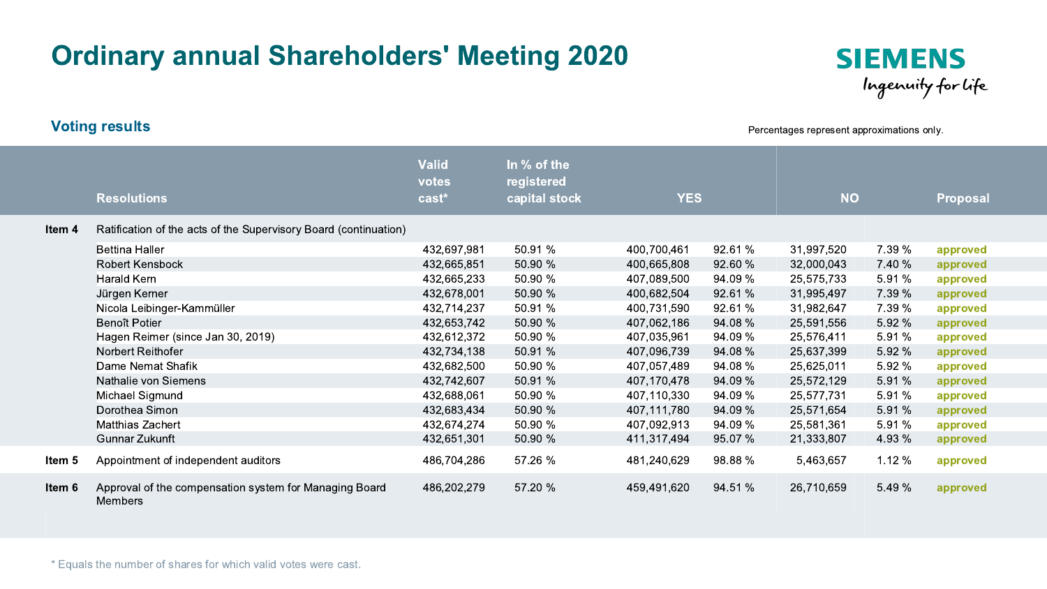# Ordinary annual Shareholders' Meeting 2020

SIEMENS
*Ingenuity for life*

## Voting results

Percentages represent approximations only.

| | Resolutions | Valid votes cast* | In % of the registered capital stock | YES | | NO | | Proposal |
|---|---|---|---|---|---|---|---|---|
| **Item 4** | Ratification of the acts of the Supervisory Board (continuation) | | | | | | | |
| | Bettina Haller | 432,697,981 | 50.91 % | 400,700,461 | 92.61 % | 31,997,520 | 7.39 % | approved |
| | Robert Kensbock | 432,665,851 | 50.90 % | 400,665,808 | 92.60 % | 32,000,043 | 7.40 % | approved |
| | Harald Kern | 432,665,233 | 50.90 % | 407,089,500 | 94.09 % | 25,575,733 | 5.91 % | approved |
| | Jürgen Kerner | 432,678,001 | 50.90 % | 400,682,504 | 92.61 % | 31,995,497 | 7.39 % | approved |
| | Nicola Leibinger-Kammüller | 432,714,237 | 50.91 % | 400,731,590 | 92.61 % | 31,982,647 | 7.39 % | approved |
| | Benoît Potier | 432,653,742 | 50.90 % | 407,062,186 | 94.08 % | 25,591,556 | 5.92 % | approved |
| | Hagen Reimer (since Jan 30, 2019) | 432,612,372 | 50.90 % | 407,035,961 | 94.09 % | 25,576,411 | 5.91 % | approved |
| | Norbert Reithofer | 432,734,138 | 50.91 % | 407,096,739 | 94.08 % | 25,637,399 | 5.92 % | approved |
| | Dame Nemat Shafik | 432,682,500 | 50.90 % | 407,057,489 | 94.08 % | 25,625,011 | 5.92 % | approved |
| | Nathalie von Siemens | 432,742,607 | 50.91 % | 407,170,478 | 94.09 % | 25,572,129 | 5.91 % | approved |
| | Michael Sigmund | 432,688,061 | 50.90 % | 407,110,330 | 94.09 % | 25,577,731 | 5.91 % | approved |
| | Dorothea Simon | 432,683,434 | 50.90 % | 407,111,780 | 94.09 % | 25,571,654 | 5.91 % | approved |
| | Matthias Zachert | 432,674,274 | 50.90 % | 407,092,913 | 94.09 % | 25,581,361 | 5.91 % | approved |
| | Gunnar Zukunft | 432,651,301 | 50.90 % | 411,317,494 | 95.07 % | 21,333,807 | 4.93 % | approved |
| **Item 5** | Appointment of independent auditors | 486,704,286 | 57.26 % | 481,240,629 | 98.88 % | 5,463,657 | 1.12 % | approved |
| **Item 6** | Approval of the compensation system for Managing Board Members | 486,202,279 | 57.20 % | 459,491,620 | 94.51 % | 26,710,659 | 5.49 % | approved |

\* Equals the number of shares for which valid votes were cast.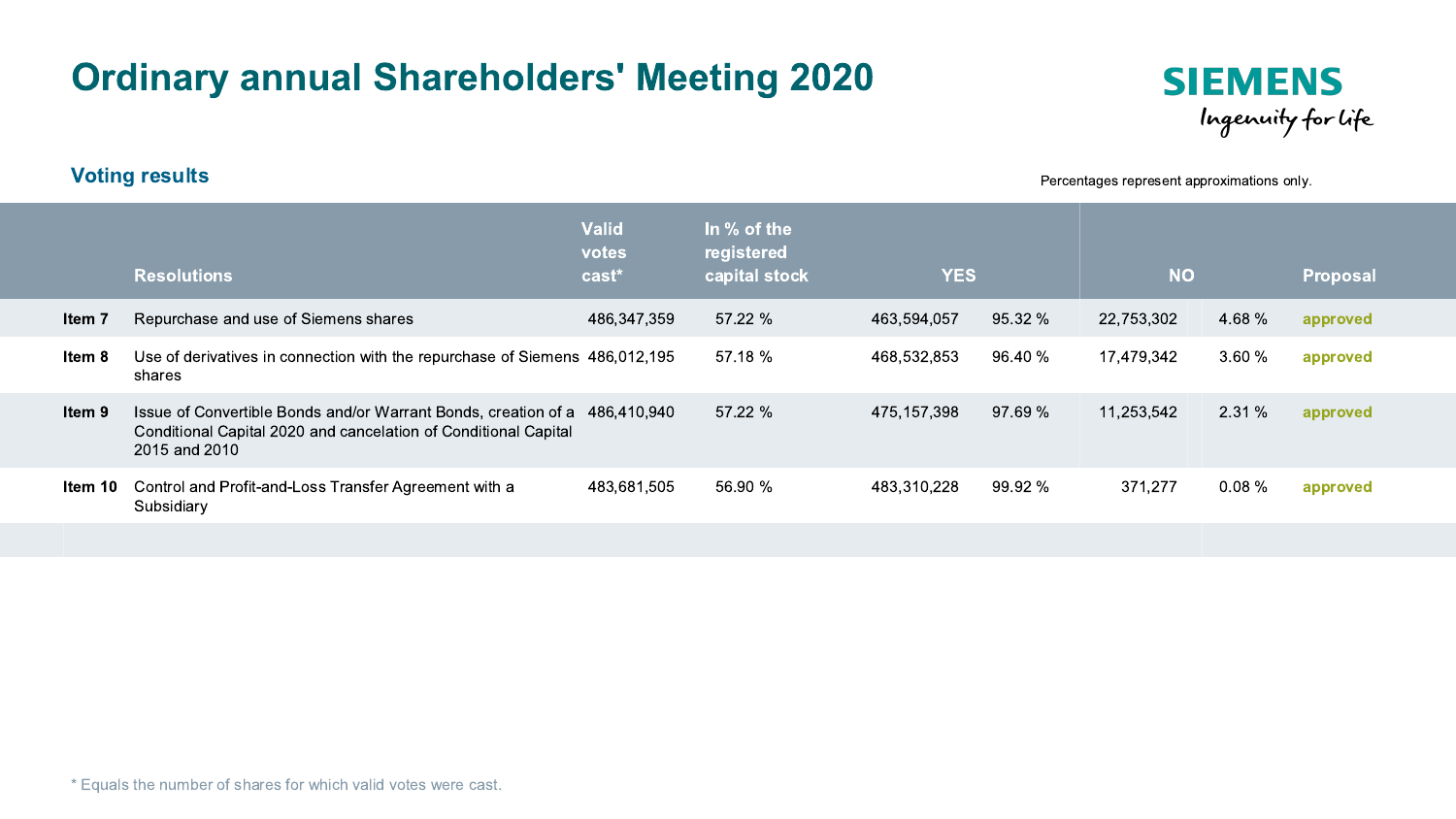# Ordinary annual Shareholders' Meeting 2020

SIEMENS
Ingenuity for life

## Voting results

Percentages represent approximations only.

| | Resolutions | Valid votes cast* | In % of the registered capital stock | YES | | NO | | Proposal |
|---|---|---|---|---|---|---|---|---|
| Item 7 | Repurchase and use of Siemens shares | 486,347,359 | 57.22 % | 463,594,057 | 95.32 % | 22,753,302 | 4.68 % | approved |
| Item 8 | Use of derivatives in connection with the repurchase of Siemens shares | 486,012,195 | 57.18 % | 468,532,853 | 96.40 % | 17,479,342 | 3.60 % | approved |
| Item 9 | Issue of Convertible Bonds and/or Warrant Bonds, creation of a Conditional Capital 2020 and cancelation of Conditional Capital 2015 and 2010 | 486,410,940 | 57.22 % | 475,157,398 | 97.69 % | 11,253,542 | 2.31 % | approved |
| Item 10 | Control and Profit-and-Loss Transfer Agreement with a Subsidiary | 483,681,505 | 56.90 % | 483,310,228 | 99.92 % | 371,277 | 0.08 % | approved |

* Equals the number of shares for which valid votes were cast.